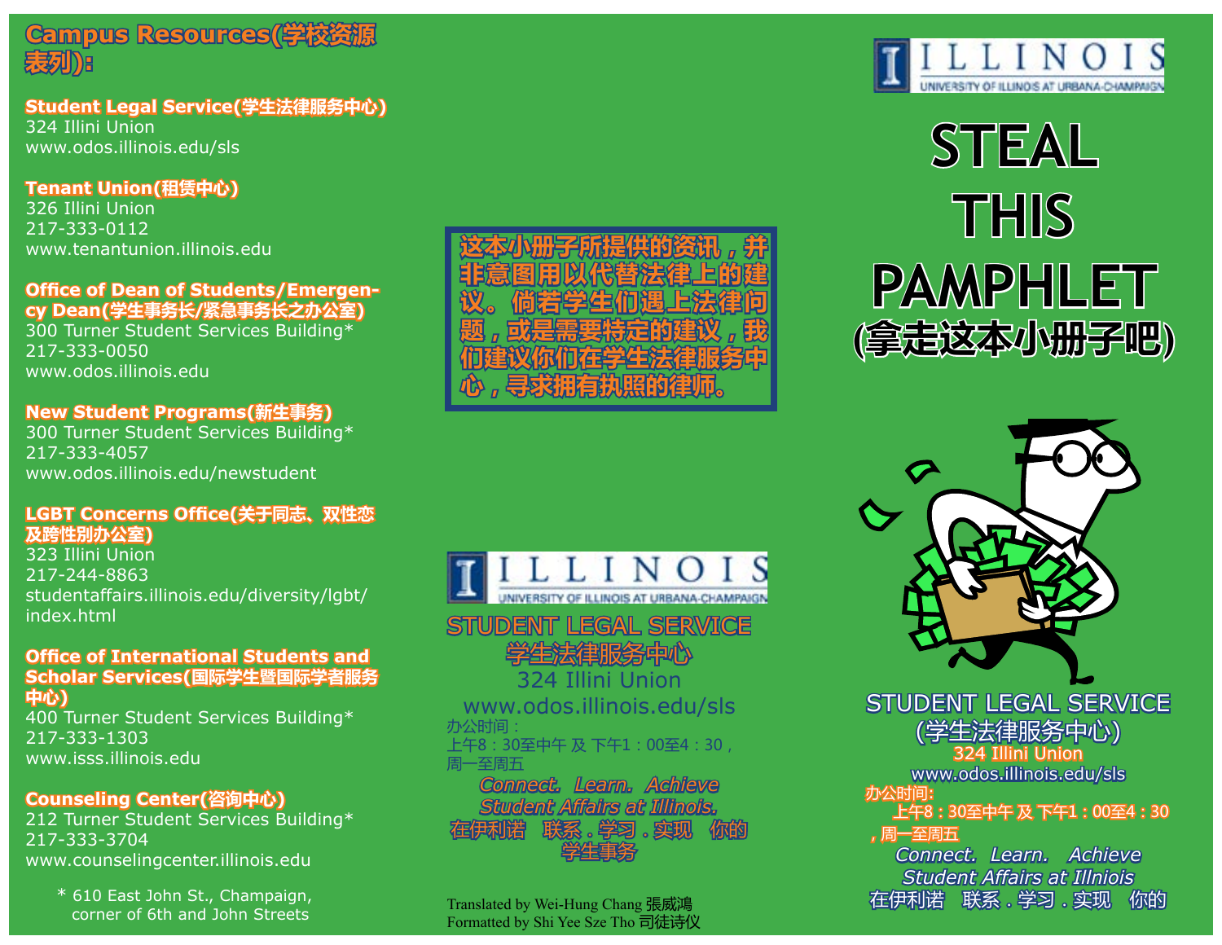## Campus Resources(学校资源表列):

**Student Legal Service(学生法律服务中心)**
324 Illini Union
www.odos.illinois.edu/sls

**Tenant Union(租赁中心)**
326 Illini Union
217-333-0112
www.tenantunion.illinois.edu

**Office of Dean of Students/Emergency Dean(学生事务长/紧急事务长之办公室)**
300 Turner Student Services Building*
217-333-0050
www.odos.illinois.edu

**New Student Programs(新生事务)**
300 Turner Student Services Building*
217-333-4057
www.odos.illinois.edu/newstudent

**LGBT Concerns Office(关于同志、双性恋及跨性别办公室)**
323 Illini Union
217-244-8863
studentaffairs.illinois.edu/diversity/lgbt/index.html

**Office of International Students and Scholar Services(国际学生暨国际学者服务中心)**
400 Turner Student Services Building*
217-333-1303
www.isss.illinois.edu

**Counseling Center(咨询中心)**
212 Turner Student Services Building*
217-333-3704
www.counselingcenter.illinois.edu

\* 610 East John St., Champaign, corner of 6th and John Streets

---

**这本小册子所提供的资讯，并非意图用以代替法律上的建议。倘若学生们遇上法律问题，或是需要特定的建议，我们建议你们在学生法律服务中心，寻求拥有执照的律师。**

ILLINOIS
UNIVERSITY OF ILLINOIS AT URBANA-CHAMPAIGN

STUDENT LEGAL SERVICE
学生法律服务中心
324 Illini Union
www.odos.illinois.edu/sls
办公时间：
上午8：30至中午 及 下午1：00至4：30，周一至周五

*Connect. Learn. Achieve*
*Student Affairs at Illinois.*
在伊利诺 联系．学习．实现 你的学生事务

Translated by Wei-Hung Chang 張威鴻
Formatted by Shi Yee Sze Tho 司徒诗仪

---

ILLINOIS
UNIVERSITY OF ILLINOIS AT URBANA-CHAMPAIGN

# STEAL THIS PAMPHLET
## (拿走这本小册子吧)

STUDENT LEGAL SERVICE
(学生法律服务中心)
324 Illini Union
www.odos.illinois.edu/sls
办公时间:
上午8：30至中午 及 下午1：00至4：30，周一至周五

*Connect. Learn. Achieve*
*Student Affairs at Illniois*
在伊利诺 联系．学习．实现 你的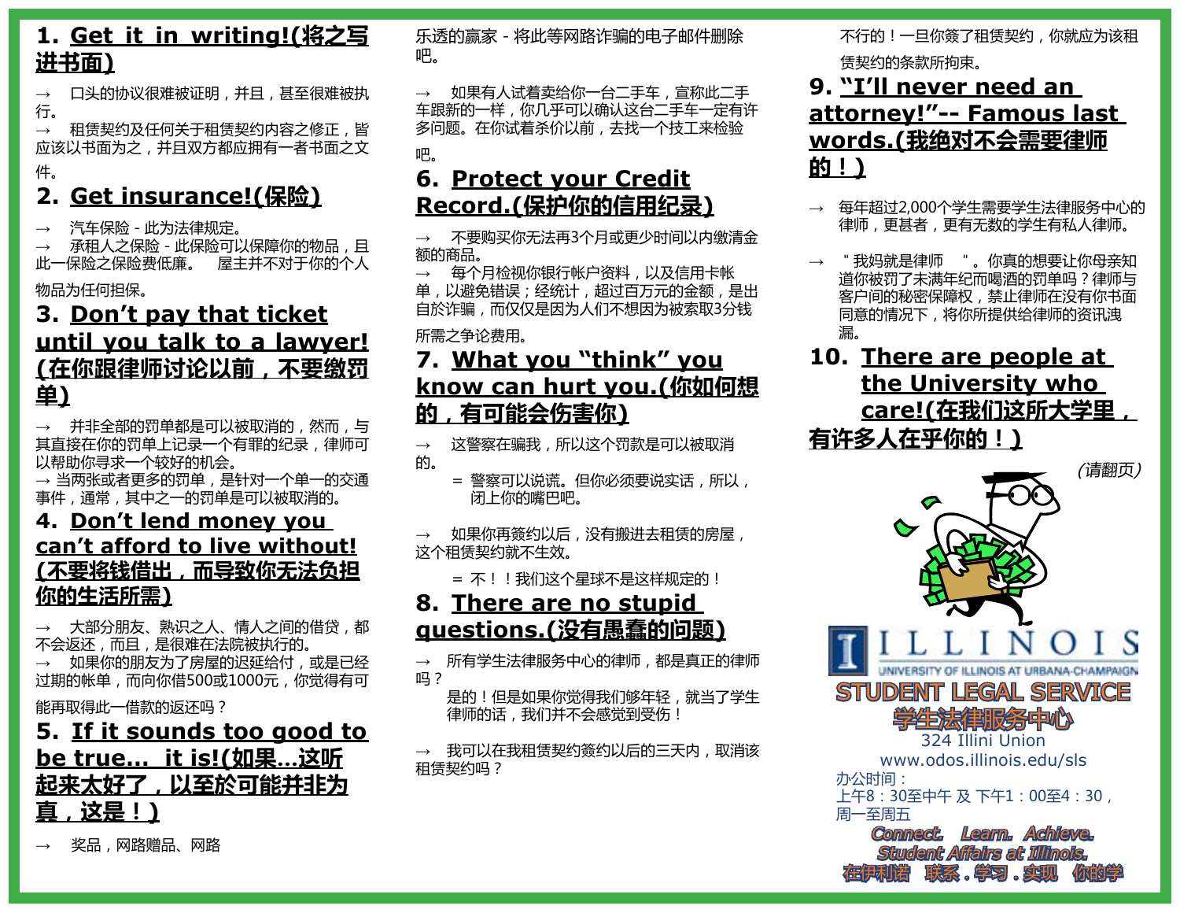## 1. Get it in writing!(将之写进书面)

→ 口头的协议很难被证明，并且，甚至很难被执行。

→ 租赁契约及任何关于租赁契约内容之修正，皆应该以书面为之，并且双方都应拥有一者书面之文件。

## 2. Get insurance!(保险)

→ 汽车保险 - 此为法律规定。

→ 承租人之保险 - 此保险可以保障你的物品，且此一保险之保险费低廉。 屋主并不对于你的个人物品为任何担保。

## 3. Don't pay that ticket until you talk to a lawyer!(在你跟律师讨论以前，不要缴罚单)

→ 并非全部的罚单都是可以被取消的，然而，与其直接在你的罚单上记录一个有罪的纪录，律师可以帮助你寻求一个较好的机会。

→ 当两张或者更多的罚单，是针对一个单一的交通事件，通常，其中之一的罚单是可以被取消的。

## 4. Don't lend money you can't afford to live without!(不要将钱借出，而导致你无法负担你的生活所需)

→ 大部分朋友、熟识之人、情人之间的借贷，都不会返还，而且，是很难在法院被执行的。

→ 如果你的朋友为了房屋的迟延给付，或是已经过期的帐单，而向你借500或1000元，你觉得有可能再取得此一借款的返还吗？

## 5. If it sounds too good to be true… it is!(如果…这听起来太好了，以至於可能并非为真，这是！)

→ 奖品，网路赠品、网路乐透的赢家 - 将此等网路诈骗的电子邮件删除吧。

→ 如果有人试着卖给你一台二手车，宣称此二手车跟新的一样，你几乎可以确认这台二手车一定有许多问题。在你试着杀价以前，去找一个技工来检验吧。

## 6. Protect your Credit Record.(保护你的信用纪录)

→ 不要购买你无法再3个月或更少时间以内缴清金额的商品。

→ 每个月检视你银行帐户资料，以及信用卡帐单，以避免错误；经统计，超过百万元的金额，是出自於诈骗，而仅仅是因为人们不想因为被索取3分钱所需之争论费用。

## 7. What you "think" you know can hurt you.(你如何想的，有可能会伤害你)

→ 这警察在骗我，所以这个罚款是可以被取消的。

= 警察可以说谎。但你必须要说实话，所以，闭上你的嘴巴吧。

→ 如果你再签约以后，没有搬进去租赁的房屋，这个租赁契约就不生效。

= 不！！我们这个星球不是这样规定的！

## 8. There are no stupid questions.(没有愚蠢的问题)

→ 所有学生法律服务中心的律师，都是真正的律师吗？

是的！但是如果你觉得我们够年轻，就当了学生律师的话，我们并不会感觉到受伤！

→ 我可以在我租赁契约签约以后的三天内，取消该租赁契约吗？

不行的！一旦你签了租赁契约，你就应为该租赁契约的条款所拘束。

## 9. "I'll never need an attorney!"-- Famous last words.(我绝对不会需要律师的！)

→ 每年超过2,000个学生需要学生法律服务中心的律师，更甚者，更有无数的学生有私人律师。

→ "我妈就是律师 "。你真的想要让你母亲知道你被罚了未满年纪而喝酒的罚单吗？律师与客户间的秘密保障权，禁止律师在没有你书面同意的情况下，将你所提供给律师的资讯泄漏。

## 10. There are people at the University who care!(在我们这所大学里，有许多人在乎你的！)

*(请翻页)*

ILLINOIS
UNIVERSITY OF ILLINOIS AT URBANA-CHAMPAIGN

**STUDENT LEGAL SERVICE**
**学生法律服务中心**

324 Illini Union
www.odos.illinois.edu/sls

办公时间：
上午8：30至中午 及 下午1：00至4：30，
周一至周五

*Connect. Learn. Achieve.*
*Student Affairs at Illinois.*
在伊利诺 联系．学习．实现 你的学